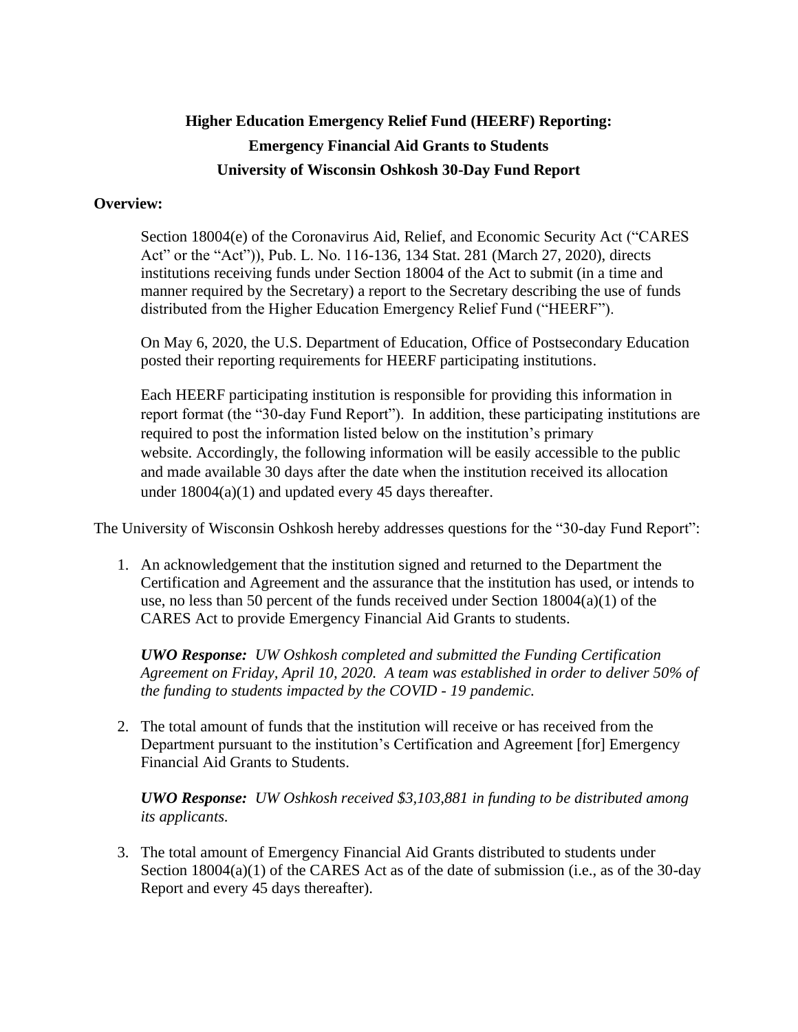# Higher Education Emergency Relief Fund (HEERF) Reporting:
# Emergency Financial Aid Grants to Students
# University of Wisconsin Oshkosh 30-Day Fund Report

**Overview:**

Section 18004(e) of the Coronavirus Aid, Relief, and Economic Security Act ("CARES Act" or the "Act")), Pub. L. No. 116-136, 134 Stat. 281 (March 27, 2020), directs institutions receiving funds under Section 18004 of the Act to submit (in a time and manner required by the Secretary) a report to the Secretary describing the use of funds distributed from the Higher Education Emergency Relief Fund ("HEERF").

On May 6, 2020, the U.S. Department of Education, Office of Postsecondary Education posted their reporting requirements for HEERF participating institutions.

Each HEERF participating institution is responsible for providing this information in report format (the "30-day Fund Report"). In addition, these participating institutions are required to post the information listed below on the institution's primary website. Accordingly, the following information will be easily accessible to the public and made available 30 days after the date when the institution received its allocation under 18004(a)(1) and updated every 45 days thereafter.

The University of Wisconsin Oshkosh hereby addresses questions for the "30-day Fund Report":

1. An acknowledgement that the institution signed and returned to the Department the Certification and Agreement and the assurance that the institution has used, or intends to use, no less than 50 percent of the funds received under Section 18004(a)(1) of the CARES Act to provide Emergency Financial Aid Grants to students.

   ***UWO Response:*** *UW Oshkosh completed and submitted the Funding Certification Agreement on Friday, April 10, 2020. A team was established in order to deliver 50% of the funding to students impacted by the COVID - 19 pandemic.*

2. The total amount of funds that the institution will receive or has received from the Department pursuant to the institution's Certification and Agreement [for] Emergency Financial Aid Grants to Students.

   ***UWO Response:*** *UW Oshkosh received $3,103,881 in funding to be distributed among its applicants.*

3. The total amount of Emergency Financial Aid Grants distributed to students under Section 18004(a)(1) of the CARES Act as of the date of submission (i.e., as of the 30-day Report and every 45 days thereafter).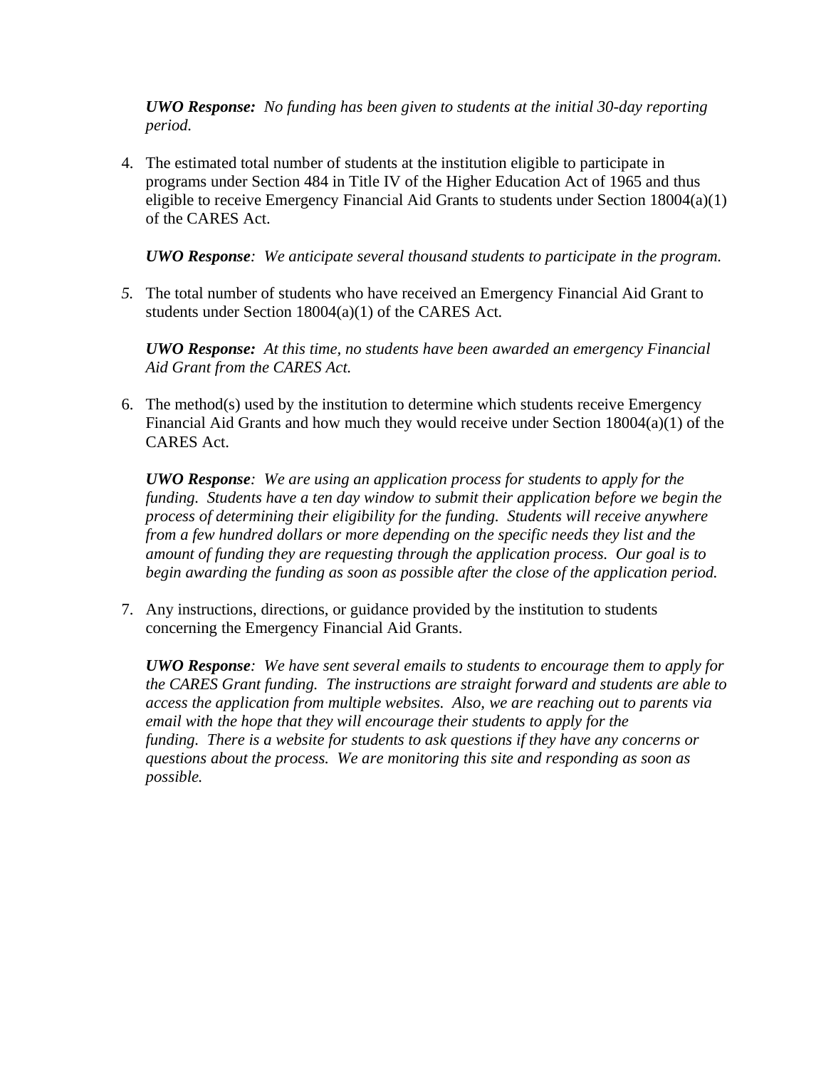***UWO Response:*** *No funding has been given to students at the initial 30-day reporting period.*

4. The estimated total number of students at the institution eligible to participate in programs under Section 484 in Title IV of the Higher Education Act of 1965 and thus eligible to receive Emergency Financial Aid Grants to students under Section 18004(a)(1) of the CARES Act.

   ***UWO Response****:* *We anticipate several thousand students to participate in the program.*

5. The total number of students who have received an Emergency Financial Aid Grant to students under Section 18004(a)(1) of the CARES Act.

   ***UWO Response:*** *At this time, no students have been awarded an emergency Financial Aid Grant from the CARES Act.*

6. The method(s) used by the institution to determine which students receive Emergency Financial Aid Grants and how much they would receive under Section 18004(a)(1) of the CARES Act.

   ***UWO Response****:* *We are using an application process for students to apply for the funding. Students have a ten day window to submit their application before we begin the process of determining their eligibility for the funding. Students will receive anywhere from a few hundred dollars or more depending on the specific needs they list and the amount of funding they are requesting through the application process. Our goal is to begin awarding the funding as soon as possible after the close of the application period.*

7. Any instructions, directions, or guidance provided by the institution to students concerning the Emergency Financial Aid Grants.

   ***UWO Response****:* *We have sent several emails to students to encourage them to apply for the CARES Grant funding. The instructions are straight forward and students are able to access the application from multiple websites. Also, we are reaching out to parents via email with the hope that they will encourage their students to apply for the funding. There is a website for students to ask questions if they have any concerns or questions about the process. We are monitoring this site and responding as soon as possible.*